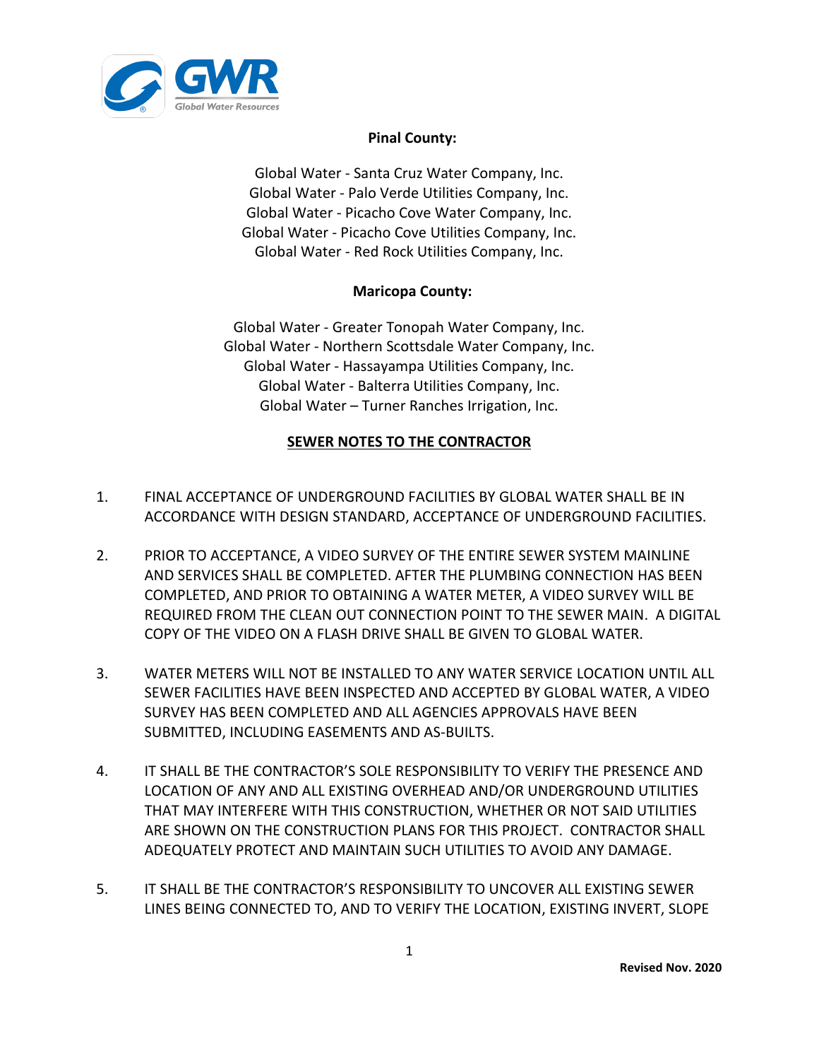GWR Global Water Resources

**Pinal County:**

Global Water - Santa Cruz Water Company, Inc.
Global Water - Palo Verde Utilities Company, Inc.
Global Water - Picacho Cove Water Company, Inc.
Global Water - Picacho Cove Utilities Company, Inc.
Global Water - Red Rock Utilities Company, Inc.

**Maricopa County:**

Global Water - Greater Tonopah Water Company, Inc.
Global Water - Northern Scottsdale Water Company, Inc.
Global Water - Hassayampa Utilities Company, Inc.
Global Water - Balterra Utilities Company, Inc.
Global Water – Turner Ranches Irrigation, Inc.

## SEWER NOTES TO THE CONTRACTOR

1. FINAL ACCEPTANCE OF UNDERGROUND FACILITIES BY GLOBAL WATER SHALL BE IN ACCORDANCE WITH DESIGN STANDARD, ACCEPTANCE OF UNDERGROUND FACILITIES.

2. PRIOR TO ACCEPTANCE, A VIDEO SURVEY OF THE ENTIRE SEWER SYSTEM MAINLINE AND SERVICES SHALL BE COMPLETED. AFTER THE PLUMBING CONNECTION HAS BEEN COMPLETED, AND PRIOR TO OBTAINING A WATER METER, A VIDEO SURVEY WILL BE REQUIRED FROM THE CLEAN OUT CONNECTION POINT TO THE SEWER MAIN. A DIGITAL COPY OF THE VIDEO ON A FLASH DRIVE SHALL BE GIVEN TO GLOBAL WATER.

3. WATER METERS WILL NOT BE INSTALLED TO ANY WATER SERVICE LOCATION UNTIL ALL SEWER FACILITIES HAVE BEEN INSPECTED AND ACCEPTED BY GLOBAL WATER, A VIDEO SURVEY HAS BEEN COMPLETED AND ALL AGENCIES APPROVALS HAVE BEEN SUBMITTED, INCLUDING EASEMENTS AND AS-BUILTS.

4. IT SHALL BE THE CONTRACTOR'S SOLE RESPONSIBILITY TO VERIFY THE PRESENCE AND LOCATION OF ANY AND ALL EXISTING OVERHEAD AND/OR UNDERGROUND UTILITIES THAT MAY INTERFERE WITH THIS CONSTRUCTION, WHETHER OR NOT SAID UTILITIES ARE SHOWN ON THE CONSTRUCTION PLANS FOR THIS PROJECT. CONTRACTOR SHALL ADEQUATELY PROTECT AND MAINTAIN SUCH UTILITIES TO AVOID ANY DAMAGE.

5. IT SHALL BE THE CONTRACTOR'S RESPONSIBILITY TO UNCOVER ALL EXISTING SEWER LINES BEING CONNECTED TO, AND TO VERIFY THE LOCATION, EXISTING INVERT, SLOPE

Revised Nov. 2020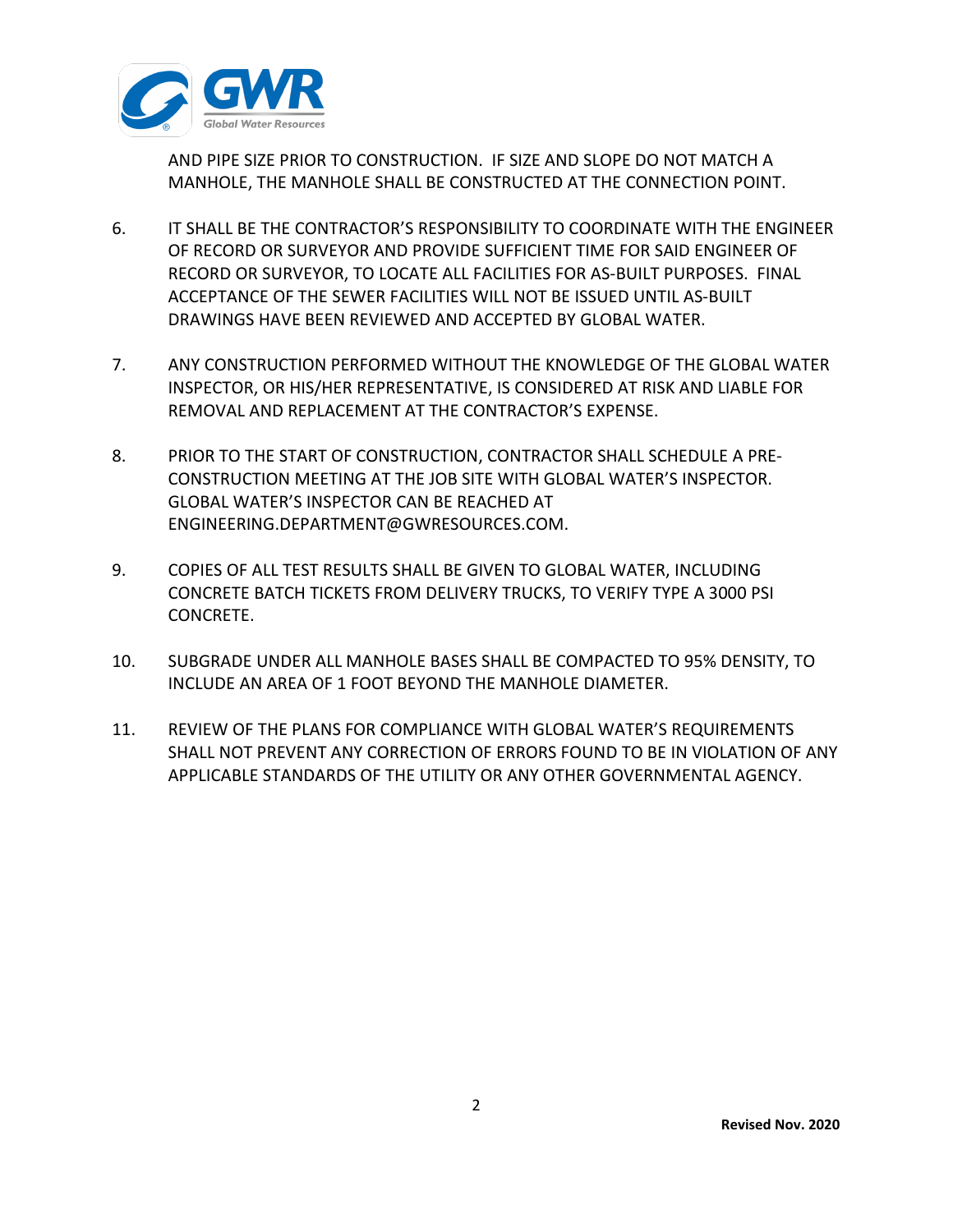AND PIPE SIZE PRIOR TO CONSTRUCTION. IF SIZE AND SLOPE DO NOT MATCH A MANHOLE, THE MANHOLE SHALL BE CONSTRUCTED AT THE CONNECTION POINT.

6. IT SHALL BE THE CONTRACTOR'S RESPONSIBILITY TO COORDINATE WITH THE ENGINEER OF RECORD OR SURVEYOR AND PROVIDE SUFFICIENT TIME FOR SAID ENGINEER OF RECORD OR SURVEYOR, TO LOCATE ALL FACILITIES FOR AS-BUILT PURPOSES. FINAL ACCEPTANCE OF THE SEWER FACILITIES WILL NOT BE ISSUED UNTIL AS-BUILT DRAWINGS HAVE BEEN REVIEWED AND ACCEPTED BY GLOBAL WATER.

7. ANY CONSTRUCTION PERFORMED WITHOUT THE KNOWLEDGE OF THE GLOBAL WATER INSPECTOR, OR HIS/HER REPRESENTATIVE, IS CONSIDERED AT RISK AND LIABLE FOR REMOVAL AND REPLACEMENT AT THE CONTRACTOR'S EXPENSE.

8. PRIOR TO THE START OF CONSTRUCTION, CONTRACTOR SHALL SCHEDULE A PRE-CONSTRUCTION MEETING AT THE JOB SITE WITH GLOBAL WATER'S INSPECTOR. GLOBAL WATER'S INSPECTOR CAN BE REACHED AT ENGINEERING.DEPARTMENT@GWRESOURCES.COM.

9. COPIES OF ALL TEST RESULTS SHALL BE GIVEN TO GLOBAL WATER, INCLUDING CONCRETE BATCH TICKETS FROM DELIVERY TRUCKS, TO VERIFY TYPE A 3000 PSI CONCRETE.

10. SUBGRADE UNDER ALL MANHOLE BASES SHALL BE COMPACTED TO 95% DENSITY, TO INCLUDE AN AREA OF 1 FOOT BEYOND THE MANHOLE DIAMETER.

11. REVIEW OF THE PLANS FOR COMPLIANCE WITH GLOBAL WATER'S REQUIREMENTS SHALL NOT PREVENT ANY CORRECTION OF ERRORS FOUND TO BE IN VIOLATION OF ANY APPLICABLE STANDARDS OF THE UTILITY OR ANY OTHER GOVERNMENTAL AGENCY.

**Revised Nov. 2020**